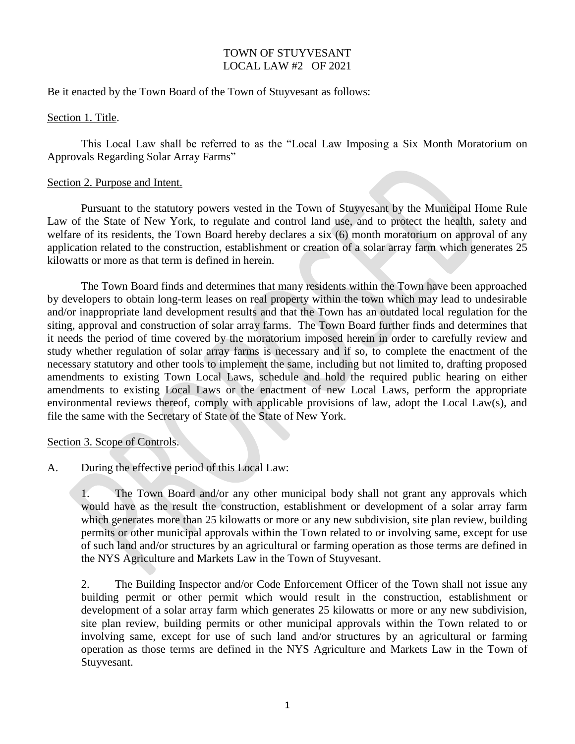TOWN OF STUYVESANT
LOCAL LAW #2 OF 2021

Be it enacted by the Town Board of the Town of Stuyvesant as follows:

Section 1. Title.

This Local Law shall be referred to as the "Local Law Imposing a Six Month Moratorium on Approvals Regarding Solar Array Farms"

Section 2. Purpose and Intent.

Pursuant to the statutory powers vested in the Town of Stuyvesant by the Municipal Home Rule Law of the State of New York, to regulate and control land use, and to protect the health, safety and welfare of its residents, the Town Board hereby declares a six (6) month moratorium on approval of any application related to the construction, establishment or creation of a solar array farm which generates 25 kilowatts or more as that term is defined in herein.

The Town Board finds and determines that many residents within the Town have been approached by developers to obtain long-term leases on real property within the town which may lead to undesirable and/or inappropriate land development results and that the Town has an outdated local regulation for the siting, approval and construction of solar array farms. The Town Board further finds and determines that it needs the period of time covered by the moratorium imposed herein in order to carefully review and study whether regulation of solar array farms is necessary and if so, to complete the enactment of the necessary statutory and other tools to implement the same, including but not limited to, drafting proposed amendments to existing Town Local Laws, schedule and hold the required public hearing on either amendments to existing Local Laws or the enactment of new Local Laws, perform the appropriate environmental reviews thereof, comply with applicable provisions of law, adopt the Local Law(s), and file the same with the Secretary of State of the State of New York.

Section 3. Scope of Controls.

A. During the effective period of this Local Law:

1. The Town Board and/or any other municipal body shall not grant any approvals which would have as the result the construction, establishment or development of a solar array farm which generates more than 25 kilowatts or more or any new subdivision, site plan review, building permits or other municipal approvals within the Town related to or involving same, except for use of such land and/or structures by an agricultural or farming operation as those terms are defined in the NYS Agriculture and Markets Law in the Town of Stuyvesant.

2. The Building Inspector and/or Code Enforcement Officer of the Town shall not issue any building permit or other permit which would result in the construction, establishment or development of a solar array farm which generates 25 kilowatts or more or any new subdivision, site plan review, building permits or other municipal approvals within the Town related to or involving same, except for use of such land and/or structures by an agricultural or farming operation as those terms are defined in the NYS Agriculture and Markets Law in the Town of Stuyvesant.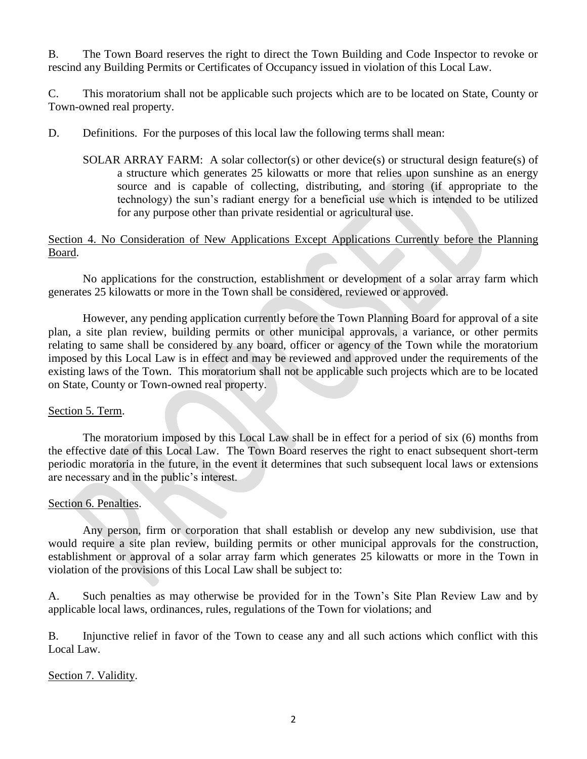B. The Town Board reserves the right to direct the Town Building and Code Inspector to revoke or rescind any Building Permits or Certificates of Occupancy issued in violation of this Local Law.

C. This moratorium shall not be applicable such projects which are to be located on State, County or Town-owned real property.

D. Definitions. For the purposes of this local law the following terms shall mean:

> SOLAR ARRAY FARM: A solar collector(s) or other device(s) or structural design feature(s) of a structure which generates 25 kilowatts or more that relies upon sunshine as an energy source and is capable of collecting, distributing, and storing (if appropriate to the technology) the sun's radiant energy for a beneficial use which is intended to be utilized for any purpose other than private residential or agricultural use.

<u>Section 4. No Consideration of New Applications Except Applications Currently before the Planning Board</u>.

No applications for the construction, establishment or development of a solar array farm which generates 25 kilowatts or more in the Town shall be considered, reviewed or approved.

However, any pending application currently before the Town Planning Board for approval of a site plan, a site plan review, building permits or other municipal approvals, a variance, or other permits relating to same shall be considered by any board, officer or agency of the Town while the moratorium imposed by this Local Law is in effect and may be reviewed and approved under the requirements of the existing laws of the Town. This moratorium shall not be applicable such projects which are to be located on State, County or Town-owned real property.

<u>Section 5. Term</u>.

The moratorium imposed by this Local Law shall be in effect for a period of six (6) months from the effective date of this Local Law. The Town Board reserves the right to enact subsequent short-term periodic moratoria in the future, in the event it determines that such subsequent local laws or extensions are necessary and in the public's interest.

<u>Section 6. Penalties</u>.

Any person, firm or corporation that shall establish or develop any new subdivision, use that would require a site plan review, building permits or other municipal approvals for the construction, establishment or approval of a solar array farm which generates 25 kilowatts or more in the Town in violation of the provisions of this Local Law shall be subject to:

A. Such penalties as may otherwise be provided for in the Town's Site Plan Review Law and by applicable local laws, ordinances, rules, regulations of the Town for violations; and

B. Injunctive relief in favor of the Town to cease any and all such actions which conflict with this Local Law.

<u>Section 7. Validity</u>.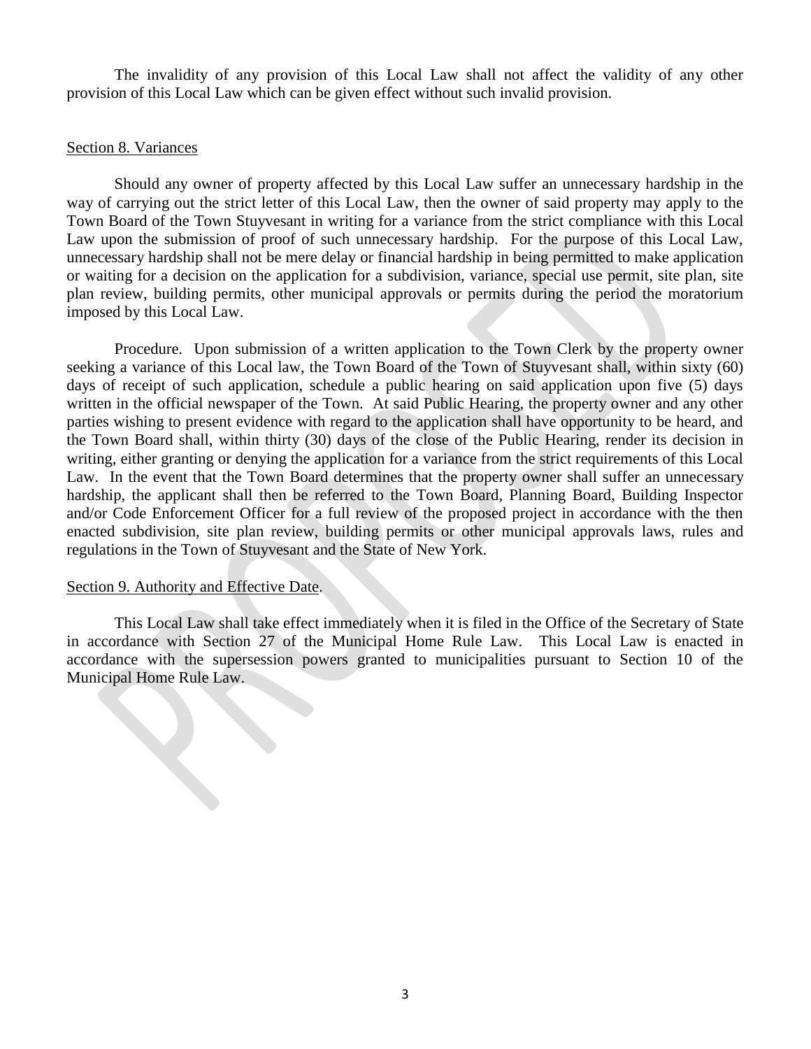The invalidity of any provision of this Local Law shall not affect the validity of any other provision of this Local Law which can be given effect without such invalid provision.

Section 8. Variances

Should any owner of property affected by this Local Law suffer an unnecessary hardship in the way of carrying out the strict letter of this Local Law, then the owner of said property may apply to the Town Board of the Town Stuyvesant in writing for a variance from the strict compliance with this Local Law upon the submission of proof of such unnecessary hardship. For the purpose of this Local Law, unnecessary hardship shall not be mere delay or financial hardship in being permitted to make application or waiting for a decision on the application for a subdivision, variance, special use permit, site plan, site plan review, building permits, other municipal approvals or permits during the period the moratorium imposed by this Local Law.

Procedure. Upon submission of a written application to the Town Clerk by the property owner seeking a variance of this Local law, the Town Board of the Town of Stuyvesant shall, within sixty (60) days of receipt of such application, schedule a public hearing on said application upon five (5) days written in the official newspaper of the Town. At said Public Hearing, the property owner and any other parties wishing to present evidence with regard to the application shall have opportunity to be heard, and the Town Board shall, within thirty (30) days of the close of the Public Hearing, render its decision in writing, either granting or denying the application for a variance from the strict requirements of this Local Law. In the event that the Town Board determines that the property owner shall suffer an unnecessary hardship, the applicant shall then be referred to the Town Board, Planning Board, Building Inspector and/or Code Enforcement Officer for a full review of the proposed project in accordance with the then enacted subdivision, site plan review, building permits or other municipal approvals laws, rules and regulations in the Town of Stuyvesant and the State of New York.

Section 9. Authority and Effective Date.

This Local Law shall take effect immediately when it is filed in the Office of the Secretary of State in accordance with Section 27 of the Municipal Home Rule Law. This Local Law is enacted in accordance with the supersession powers granted to municipalities pursuant to Section 10 of the Municipal Home Rule Law.